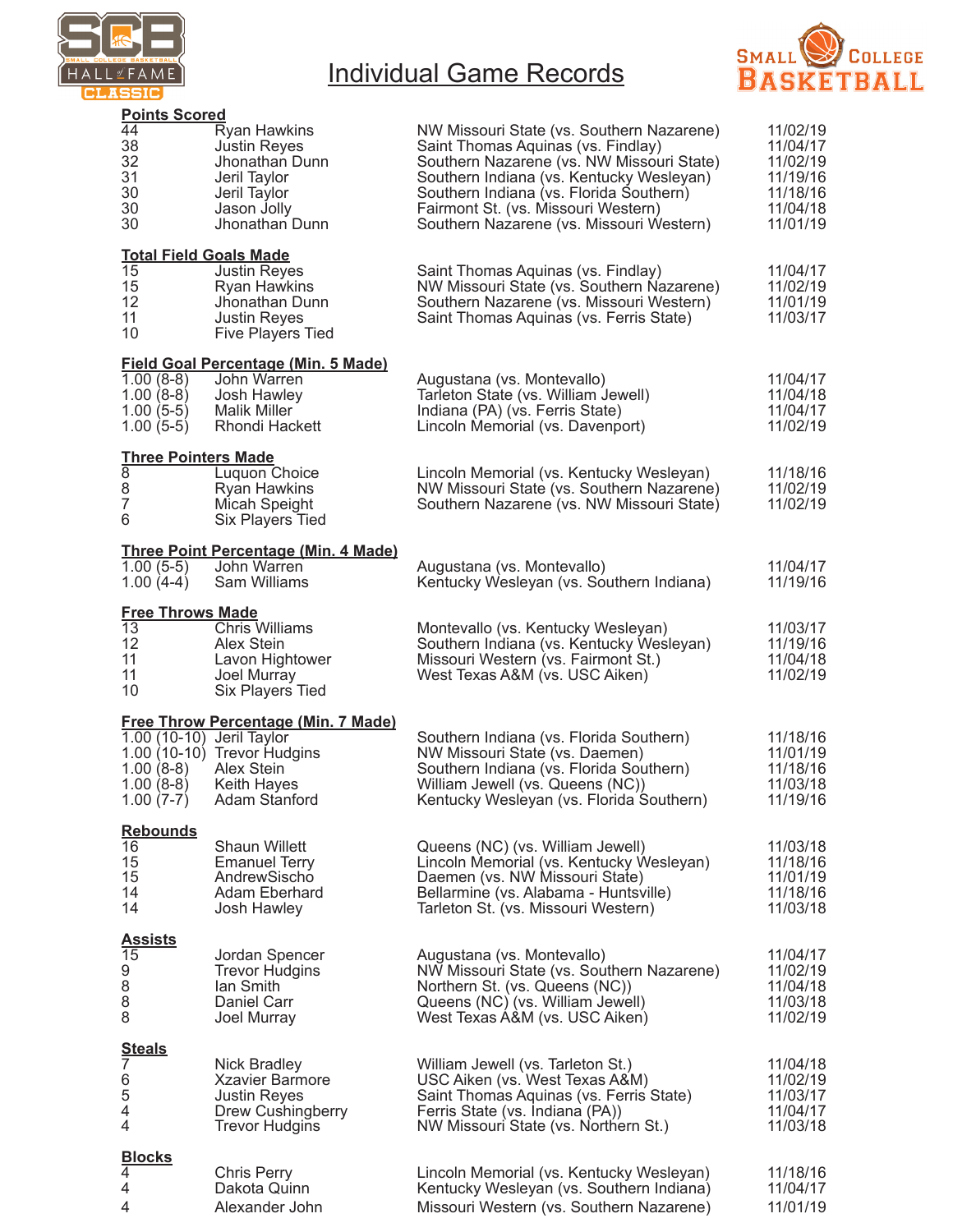# Individual Game Records

## Points Scored

| | | | |
|---|---|---|---|
| 44 | Ryan Hawkins | NW Missouri State (vs. Southern Nazarene) | 11/02/19 |
| 38 | Justin Reyes | Saint Thomas Aquinas (vs. Findlay) | 11/04/17 |
| 32 | Jhonathan Dunn | Southern Nazarene (vs. NW Missouri State) | 11/02/19 |
| 31 | Jeril Taylor | Southern Indiana (vs. Kentucky Wesleyan) | 11/19/16 |
| 30 | Jeril Taylor | Southern Indiana (vs. Florida Southern) | 11/18/16 |
| 30 | Jason Jolly | Fairmont St. (vs. Missouri Western) | 11/04/18 |
| 30 | Jhonathan Dunn | Southern Nazarene (vs. Missouri Western) | 11/01/19 |

## Total Field Goals Made

| | | | |
|---|---|---|---|
| 15 | Justin Reyes | Saint Thomas Aquinas (vs. Findlay) | 11/04/17 |
| 15 | Ryan Hawkins | NW Missouri State (vs. Southern Nazarene) | 11/02/19 |
| 12 | Jhonathan Dunn | Southern Nazarene (vs. Missouri Western) | 11/01/19 |
| 11 | Justin Reyes | Saint Thomas Aquinas (vs. Ferris State) | 11/03/17 |
| 10 | Five Players Tied | | |

## Field Goal Percentage (Min. 5 Made)

| | | | |
|---|---|---|---|
| 1.00 (8-8) | John Warren | Augustana (vs. Montevallo) | 11/04/17 |
| 1.00 (8-8) | Josh Hawley | Tarleton State (vs. William Jewell) | 11/04/18 |
| 1.00 (5-5) | Malik Miller | Indiana (PA) (vs. Ferris State) | 11/04/17 |
| 1.00 (5-5) | Rhondi Hackett | Lincoln Memorial (vs. Davenport) | 11/02/19 |

## Three Pointers Made

| | | | |
|---|---|---|---|
| 8 | Luquon Choice | Lincoln Memorial (vs. Kentucky Wesleyan) | 11/18/16 |
| 8 | Ryan Hawkins | NW Missouri State (vs. Southern Nazarene) | 11/02/19 |
| 7 | Micah Speight | Southern Nazarene (vs. NW Missouri State) | 11/02/19 |
| 6 | Six Players Tied | | |

## Three Point Percentage (Min. 4 Made)

| | | | |
|---|---|---|---|
| 1.00 (5-5) | John Warren | Augustana (vs. Montevallo) | 11/04/17 |
| 1.00 (4-4) | Sam Williams | Kentucky Wesleyan (vs. Southern Indiana) | 11/19/16 |

## Free Throws Made

| | | | |
|---|---|---|---|
| 13 | Chris Williams | Montevallo (vs. Kentucky Wesleyan) | 11/03/17 |
| 12 | Alex Stein | Southern Indiana (vs. Kentucky Wesleyan) | 11/19/16 |
| 11 | Lavon Hightower | Missouri Western (vs. Fairmont St.) | 11/04/18 |
| 11 | Joel Murray | West Texas A&M (vs. USC Aiken) | 11/02/19 |
| 10 | Six Players Tied | | |

## Free Throw Percentage (Min. 7 Made)

| | | | |
|---|---|---|---|
| 1.00 (10-10) | Jeril Taylor | Southern Indiana (vs. Florida Southern) | 11/18/16 |
| 1.00 (10-10) | Trevor Hudgins | NW Missouri State (vs. Daemen) | 11/01/19 |
| 1.00 (8-8) | Alex Stein | Southern Indiana (vs. Florida Southern) | 11/18/16 |
| 1.00 (8-8) | Keith Hayes | William Jewell (vs. Queens (NC)) | 11/03/18 |
| 1.00 (7-7) | Adam Stanford | Kentucky Wesleyan (vs. Florida Southern) | 11/19/16 |

## Rebounds

| | | | |
|---|---|---|---|
| 16 | Shaun Willett | Queens (NC) (vs. William Jewell) | 11/03/18 |
| 15 | Emanuel Terry | Lincoln Memorial (vs. Kentucky Wesleyan) | 11/18/16 |
| 15 | AndrewSischo | Daemen (vs. NW Missouri State) | 11/01/19 |
| 14 | Adam Eberhard | Bellarmine (vs. Alabama - Huntsville) | 11/18/16 |
| 14 | Josh Hawley | Tarleton St. (vs. Missouri Western) | 11/03/18 |

## Assists

| | | | |
|---|---|---|---|
| 15 | Jordan Spencer | Augustana (vs. Montevallo) | 11/04/17 |
| 9 | Trevor Hudgins | NW Missouri State (vs. Southern Nazarene) | 11/02/19 |
| 8 | Ian Smith | Northern St. (vs. Queens (NC)) | 11/04/18 |
| 8 | Daniel Carr | Queens (NC) (vs. William Jewell) | 11/03/18 |
| 8 | Joel Murray | West Texas A&M (vs. USC Aiken) | 11/02/19 |

## Steals

| | | | |
|---|---|---|---|
| 7 | Nick Bradley | William Jewell (vs. Tarleton St.) | 11/04/18 |
| 6 | Xzavier Barmore | USC Aiken (vs. West Texas A&M) | 11/02/19 |
| 5 | Justin Reyes | Saint Thomas Aquinas (vs. Ferris State) | 11/03/17 |
| 4 | Drew Cushingberry | Ferris State (vs. Indiana (PA)) | 11/04/17 |
| 4 | Trevor Hudgins | NW Missouri State (vs. Northern St.) | 11/03/18 |

## Blocks

| | | | |
|---|---|---|---|
| 4 | Chris Perry | Lincoln Memorial (vs. Kentucky Wesleyan) | 11/18/16 |
| 4 | Dakota Quinn | Kentucky Wesleyan (vs. Southern Indiana) | 11/04/17 |
| 4 | Alexander John | Missouri Western (vs. Southern Nazarene) | 11/01/19 |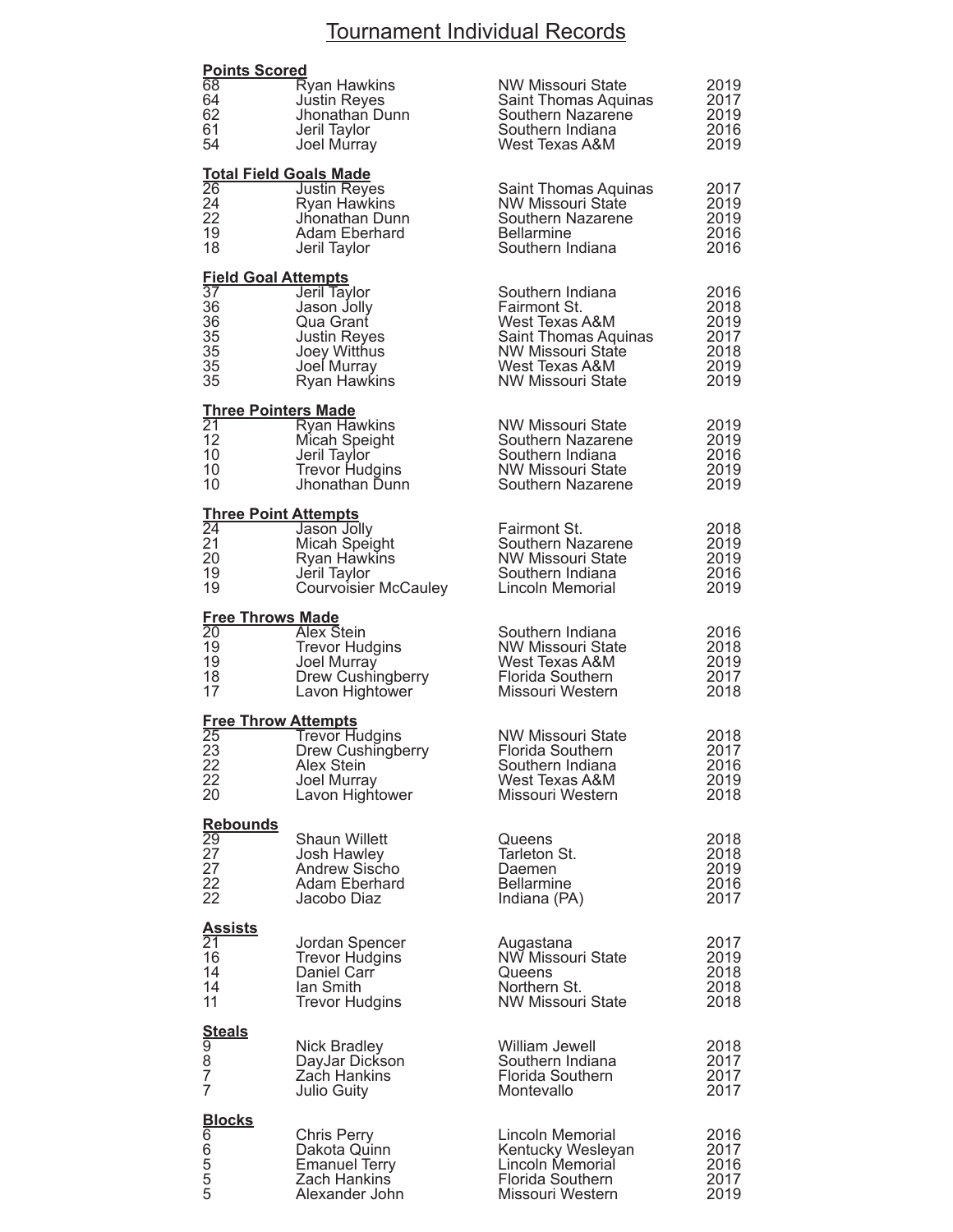# Tournament Individual Records

### Points Scored

| | | | |
|---|---|---|---|
| 68 | Ryan Hawkins | NW Missouri State | 2019 |
| 64 | Justin Reyes | Saint Thomas Aquinas | 2017 |
| 62 | Jhonathan Dunn | Southern Nazarene | 2019 |
| 61 | Jeril Taylor | Southern Indiana | 2016 |
| 54 | Joel Murray | West Texas A&M | 2019 |

### Total Field Goals Made

| | | | |
|---|---|---|---|
| 26 | Justin Reyes | Saint Thomas Aquinas | 2017 |
| 24 | Ryan Hawkins | NW Missouri State | 2019 |
| 22 | Jhonathan Dunn | Southern Nazarene | 2019 |
| 19 | Adam Eberhard | Bellarmine | 2016 |
| 18 | Jeril Taylor | Southern Indiana | 2016 |

### Field Goal Attempts

| | | | |
|---|---|---|---|
| 37 | Jeril Taylor | Southern Indiana | 2016 |
| 36 | Jason Jolly | Fairmont St. | 2018 |
| 36 | Qua Grant | West Texas A&M | 2019 |
| 35 | Justin Reyes | Saint Thomas Aquinas | 2017 |
| 35 | Joey Witthus | NW Missouri State | 2018 |
| 35 | Joel Murray | West Texas A&M | 2019 |
| 35 | Ryan Hawkins | NW Missouri State | 2019 |

### Three Pointers Made

| | | | |
|---|---|---|---|
| 21 | Ryan Hawkins | NW Missouri State | 2019 |
| 12 | Micah Speight | Southern Nazarene | 2019 |
| 10 | Jeril Taylor | Southern Indiana | 2016 |
| 10 | Trevor Hudgins | NW Missouri State | 2019 |
| 10 | Jhonathan Dunn | Southern Nazarene | 2019 |

### Three Point Attempts

| | | | |
|---|---|---|---|
| 24 | Jason Jolly | Fairmont St. | 2018 |
| 21 | Micah Speight | Southern Nazarene | 2019 |
| 20 | Ryan Hawkins | NW Missouri State | 2019 |
| 19 | Jeril Taylor | Southern Indiana | 2016 |
| 19 | Courvoisier McCauley | Lincoln Memorial | 2019 |

### Free Throws Made

| | | | |
|---|---|---|---|
| 20 | Alex Stein | Southern Indiana | 2016 |
| 19 | Trevor Hudgins | NW Missouri State | 2018 |
| 19 | Joel Murray | West Texas A&M | 2019 |
| 18 | Drew Cushingberry | Florida Southern | 2017 |
| 17 | Lavon Hightower | Missouri Western | 2018 |

### Free Throw Attempts

| | | | |
|---|---|---|---|
| 25 | Trevor Hudgins | NW Missouri State | 2018 |
| 23 | Drew Cushingberry | Florida Southern | 2017 |
| 22 | Alex Stein | Southern Indiana | 2016 |
| 22 | Joel Murray | West Texas A&M | 2019 |
| 20 | Lavon Hightower | Missouri Western | 2018 |

### Rebounds

| | | | |
|---|---|---|---|
| 29 | Shaun Willett | Queens | 2018 |
| 27 | Josh Hawley | Tarleton St. | 2018 |
| 27 | Andrew Sischo | Daemen | 2019 |
| 22 | Adam Eberhard | Bellarmine | 2016 |
| 22 | Jacobo Diaz | Indiana (PA) | 2017 |

### Assists

| | | | |
|---|---|---|---|
| 21 | Jordan Spencer | Augastana | 2017 |
| 16 | Trevor Hudgins | NW Missouri State | 2019 |
| 14 | Daniel Carr | Queens | 2018 |
| 14 | Ian Smith | Northern St. | 2018 |
| 11 | Trevor Hudgins | NW Missouri State | 2018 |

### Steals

| | | | |
|---|---|---|---|
| 9 | Nick Bradley | William Jewell | 2018 |
| 8 | DayJar Dickson | Southern Indiana | 2017 |
| 7 | Zach Hankins | Florida Southern | 2017 |
| 7 | Julio Guity | Montevallo | 2017 |

### Blocks

| | | | |
|---|---|---|---|
| 6 | Chris Perry | Lincoln Memorial | 2016 |
| 6 | Dakota Quinn | Kentucky Wesleyan | 2017 |
| 5 | Emanuel Terry | Lincoln Memorial | 2016 |
| 5 | Zach Hankins | Florida Southern | 2017 |
| 5 | Alexander John | Missouri Western | 2019 |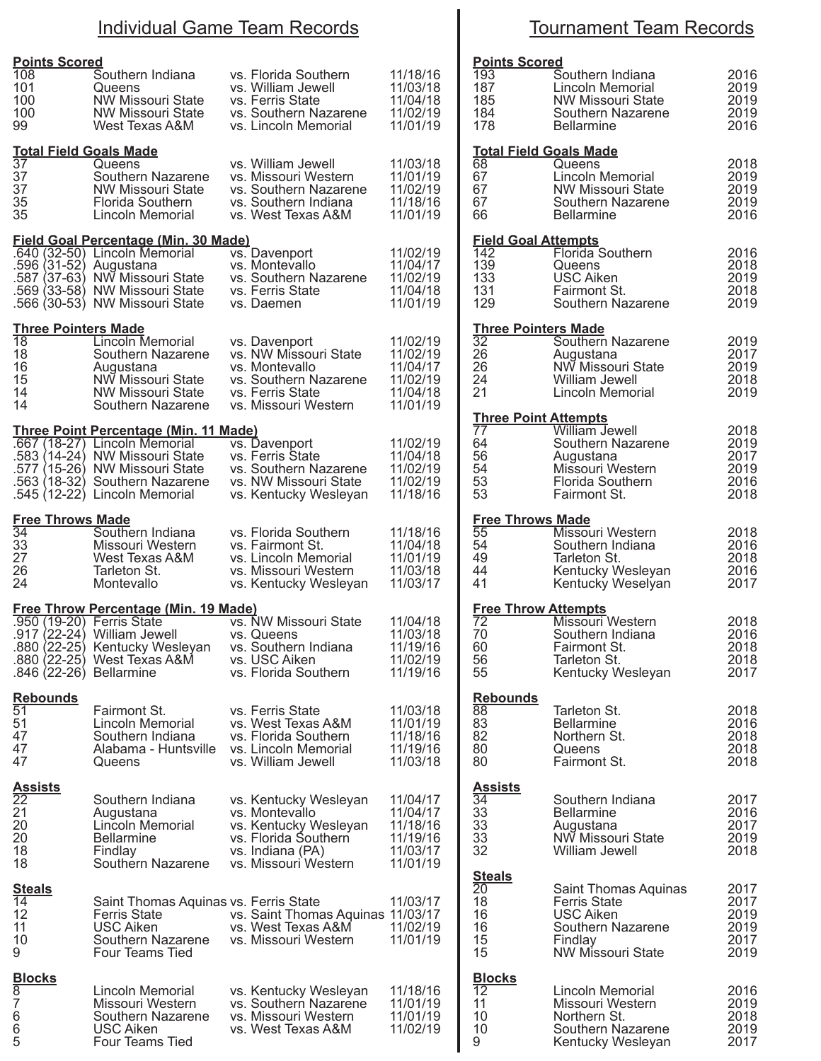# Individual Game Team Records

### Points Scored

| | | | |
|---|---|---|---|
| 108 | Southern Indiana | vs. Florida Southern | 11/18/16 |
| 101 | Queens | vs. William Jewell | 11/03/18 |
| 100 | NW Missouri State | vs. Ferris State | 11/04/18 |
| 100 | NW Missouri State | vs. Southern Nazarene | 11/02/19 |
| 99 | West Texas A&M | vs. Lincoln Memorial | 11/01/19 |

### Total Field Goals Made

| | | | |
|---|---|---|---|
| 37 | Queens | vs. William Jewell | 11/03/18 |
| 37 | Southern Nazarene | vs. Missouri Western | 11/01/19 |
| 37 | NW Missouri State | vs. Southern Nazarene | 11/02/19 |
| 35 | Florida Southern | vs. Southern Indiana | 11/18/16 |
| 35 | Lincoln Memorial | vs. West Texas A&M | 11/01/19 |

### Field Goal Percentage (Min. 30 Made)

| | | | |
|---|---|---|---|
| .640 (32-50) | Lincoln Memorial | vs. Davenport | 11/02/19 |
| .596 (31-52) | Augustana | vs. Montevallo | 11/04/17 |
| .587 (37-63) | NW Missouri State | vs. Southern Nazarene | 11/02/19 |
| .569 (33-58) | NW Missouri State | vs. Ferris State | 11/04/18 |
| .566 (30-53) | NW Missouri State | vs. Daemen | 11/01/19 |

### Three Pointers Made

| | | | |
|---|---|---|---|
| 18 | Lincoln Memorial | vs. Davenport | 11/02/19 |
| 18 | Southern Nazarene | vs. NW Missouri State | 11/02/19 |
| 16 | Augustana | vs. Montevallo | 11/04/17 |
| 15 | NW Missouri State | vs. Southern Nazarene | 11/02/19 |
| 14 | NW Missouri State | vs. Ferris State | 11/04/18 |
| 14 | Southern Nazarene | vs. Missouri Western | 11/01/19 |

### Three Point Percentage (Min. 11 Made)

| | | | |
|---|---|---|---|
| .667 (18-27) | Lincoln Memorial | vs. Davenport | 11/02/19 |
| .583 (14-24) | NW Missouri State | vs. Ferris State | 11/04/18 |
| .577 (15-26) | NW Missouri State | vs. Southern Nazarene | 11/02/19 |
| .563 (18-32) | Southern Nazarene | vs. NW Missouri State | 11/02/19 |
| .545 (12-22) | Lincoln Memorial | vs. Kentucky Wesleyan | 11/18/16 |

### Free Throws Made

| | | | |
|---|---|---|---|
| 34 | Southern Indiana | vs. Florida Southern | 11/18/16 |
| 33 | Missouri Western | vs. Fairmont St. | 11/04/18 |
| 27 | West Texas A&M | vs. Lincoln Memorial | 11/01/19 |
| 26 | Tarleton St. | vs. Missouri Western | 11/03/18 |
| 24 | Montevallo | vs. Kentucky Wesleyan | 11/03/17 |

### Free Throw Percentage (Min. 19 Made)

| | | | |
|---|---|---|---|
| .950 (19-20) | Ferris State | vs. NW Missouri State | 11/04/18 |
| .917 (22-24) | William Jewell | vs. Queens | 11/03/18 |
| .880 (22-25) | Kentucky Wesleyan | vs. Southern Indiana | 11/19/16 |
| .880 (22-25) | West Texas A&M | vs. USC Aiken | 11/02/19 |
| .846 (22-26) | Bellarmine | vs. Florida Southern | 11/19/16 |

### Rebounds

| | | | |
|---|---|---|---|
| 51 | Fairmont St. | vs. Ferris State | 11/03/18 |
| 51 | Lincoln Memorial | vs. West Texas A&M | 11/01/19 |
| 47 | Southern Indiana | vs. Florida Southern | 11/18/16 |
| 47 | Alabama - Huntsville | vs. Lincoln Memorial | 11/19/16 |
| 47 | Queens | vs. William Jewell | 11/03/18 |

### Assists

| | | | |
|---|---|---|---|
| 22 | Southern Indiana | vs. Kentucky Wesleyan | 11/04/17 |
| 21 | Augustana | vs. Montevallo | 11/04/17 |
| 20 | Lincoln Memorial | vs. Kentucky Wesleyan | 11/18/16 |
| 20 | Bellarmine | vs. Florida Southern | 11/19/16 |
| 18 | Findlay | vs. Indiana (PA) | 11/03/17 |
| 18 | Southern Nazarene | vs. Missouri Western | 11/01/19 |

### Steals

| | | | |
|---|---|---|---|
| 14 | Saint Thomas Aquinas | vs. Ferris State | 11/03/17 |
| 12 | Ferris State | vs. Saint Thomas Aquinas | 11/03/17 |
| 11 | USC Aiken | vs. West Texas A&M | 11/02/19 |
| 10 | Southern Nazarene | vs. Missouri Western | 11/01/19 |
| 9 | Four Teams Tied | | |

### Blocks

| | | | |
|---|---|---|---|
| 8 | Lincoln Memorial | vs. Kentucky Wesleyan | 11/18/16 |
| 7 | Missouri Western | vs. Southern Nazarene | 11/01/19 |
| 6 | Southern Nazarene | vs. Missouri Western | 11/01/19 |
| 6 | USC Aiken | vs. West Texas A&M | 11/02/19 |
| 5 | Four Teams Tied | | |

# Tournament Team Records

### Points Scored

| | | |
|---|---|---|
| 193 | Southern Indiana | 2016 |
| 187 | Lincoln Memorial | 2019 |
| 185 | NW Missouri State | 2019 |
| 184 | Southern Nazarene | 2019 |
| 178 | Bellarmine | 2016 |

### Total Field Goals Made

| | | |
|---|---|---|
| 68 | Queens | 2018 |
| 67 | Lincoln Memorial | 2019 |
| 67 | NW Missouri State | 2019 |
| 67 | Southern Nazarene | 2019 |
| 66 | Bellarmine | 2016 |

### Field Goal Attempts

| | | |
|---|---|---|
| 142 | Florida Southern | 2016 |
| 139 | Queens | 2018 |
| 133 | USC Aiken | 2019 |
| 131 | Fairmont St. | 2018 |
| 129 | Southern Nazarene | 2019 |

### Three Pointers Made

| | | |
|---|---|---|
| 32 | Southern Nazarene | 2019 |
| 26 | Augustana | 2017 |
| 26 | NW Missouri State | 2019 |
| 24 | William Jewell | 2018 |
| 21 | Lincoln Memorial | 2019 |

### Three Point Attempts

| | | |
|---|---|---|
| 77 | William Jewell | 2018 |
| 64 | Southern Nazarene | 2019 |
| 56 | Augustana | 2017 |
| 54 | Missouri Western | 2019 |
| 53 | Florida Southern | 2016 |
| 53 | Fairmont St. | 2018 |

### Free Throws Made

| | | |
|---|---|---|
| 55 | Missouri Western | 2018 |
| 54 | Southern Indiana | 2016 |
| 49 | Tarleton St. | 2018 |
| 44 | Kentucky Wesleyan | 2016 |
| 41 | Kentucky Weselyan | 2017 |

### Free Throw Attempts

| | | |
|---|---|---|
| 72 | Missouri Western | 2018 |
| 70 | Southern Indiana | 2016 |
| 60 | Fairmont St. | 2018 |
| 56 | Tarleton St. | 2018 |
| 55 | Kentucky Wesleyan | 2017 |

### Rebounds

| | | |
|---|---|---|
| 88 | Tarleton St. | 2018 |
| 83 | Bellarmine | 2016 |
| 82 | Northern St. | 2018 |
| 80 | Queens | 2018 |
| 80 | Fairmont St. | 2018 |

### Assists

| | | |
|---|---|---|
| 34 | Southern Indiana | 2017 |
| 33 | Bellarmine | 2016 |
| 33 | Augustana | 2017 |
| 33 | NW Missouri State | 2019 |
| 32 | William Jewell | 2018 |

### Steals

| | | |
|---|---|---|
| 20 | Saint Thomas Aquinas | 2017 |
| 18 | Ferris State | 2017 |
| 16 | USC Aiken | 2019 |
| 16 | Southern Nazarene | 2019 |
| 15 | Findlay | 2017 |
| 15 | NW Missouri State | 2019 |

### Blocks

| | | |
|---|---|---|
| 12 | Lincoln Memorial | 2016 |
| 11 | Missouri Western | 2019 |
| 10 | Northern St. | 2018 |
| 10 | Southern Nazarene | 2019 |
| 9 | Kentucky Wesleyan | 2017 |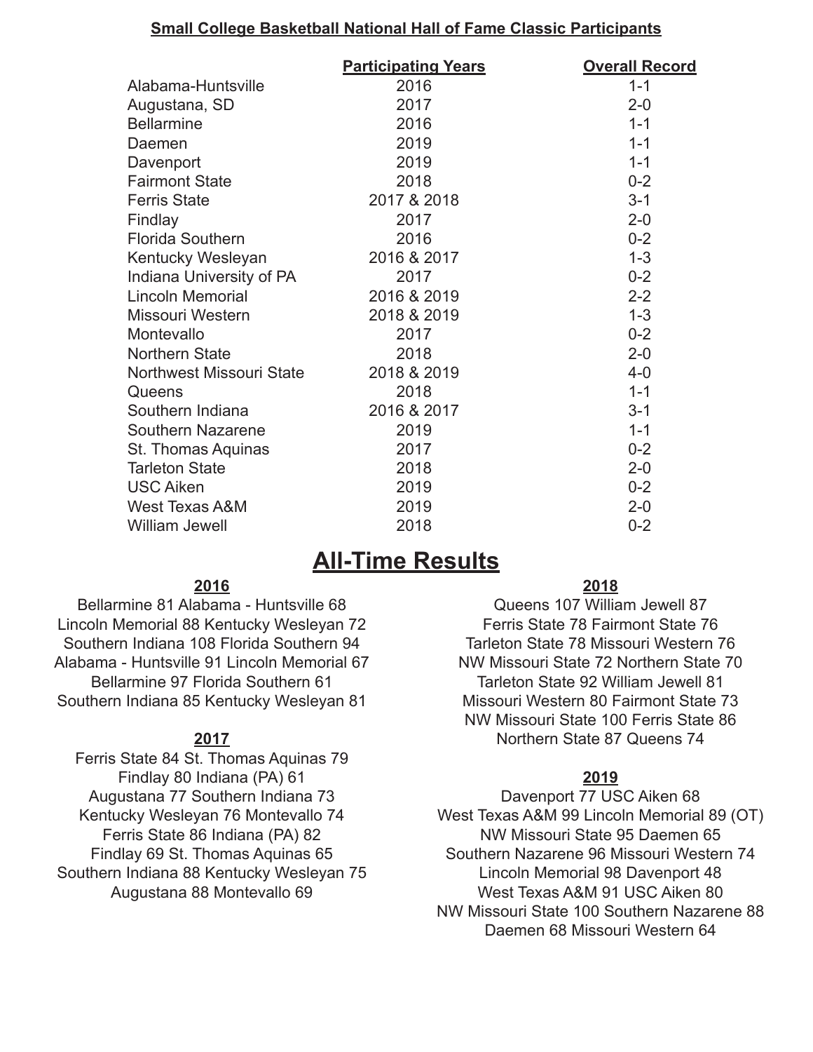## Small College Basketball National Hall of Fame Classic Participants

| | Participating Years | Overall Record |
|---|---|---|
| Alabama-Huntsville | 2016 | 1-1 |
| Augustana, SD | 2017 | 2-0 |
| Bellarmine | 2016 | 1-1 |
| Daemen | 2019 | 1-1 |
| Davenport | 2019 | 1-1 |
| Fairmont State | 2018 | 0-2 |
| Ferris State | 2017 & 2018 | 3-1 |
| Findlay | 2017 | 2-0 |
| Florida Southern | 2016 | 0-2 |
| Kentucky Wesleyan | 2016 & 2017 | 1-3 |
| Indiana University of PA | 2017 | 0-2 |
| Lincoln Memorial | 2016 & 2019 | 2-2 |
| Missouri Western | 2018 & 2019 | 1-3 |
| Montevallo | 2017 | 0-2 |
| Northern State | 2018 | 2-0 |
| Northwest Missouri State | 2018 & 2019 | 4-0 |
| Queens | 2018 | 1-1 |
| Southern Indiana | 2016 & 2017 | 3-1 |
| Southern Nazarene | 2019 | 1-1 |
| St. Thomas Aquinas | 2017 | 0-2 |
| Tarleton State | 2018 | 2-0 |
| USC Aiken | 2019 | 0-2 |
| West Texas A&M | 2019 | 2-0 |
| William Jewell | 2018 | 0-2 |

# All-Time Results

### 2016

Bellarmine 81 Alabama - Huntsville 68
Lincoln Memorial 88 Kentucky Wesleyan 72
Southern Indiana 108 Florida Southern 94
Alabama - Huntsville 91 Lincoln Memorial 67
Bellarmine 97 Florida Southern 61
Southern Indiana 85 Kentucky Wesleyan 81

### 2017

Ferris State 84 St. Thomas Aquinas 79
Findlay 80 Indiana (PA) 61
Augustana 77 Southern Indiana 73
Kentucky Wesleyan 76 Montevallo 74
Ferris State 86 Indiana (PA) 82
Findlay 69 St. Thomas Aquinas 65
Southern Indiana 88 Kentucky Wesleyan 75
Augustana 88 Montevallo 69

### 2018

Queens 107 William Jewell 87
Ferris State 78 Fairmont State 76
Tarleton State 78 Missouri Western 76
NW Missouri State 72 Northern State 70
Tarleton State 92 William Jewell 81
Missouri Western 80 Fairmont State 73
NW Missouri State 100 Ferris State 86
Northern State 87 Queens 74

### 2019

Davenport 77 USC Aiken 68
West Texas A&M 99 Lincoln Memorial 89 (OT)
NW Missouri State 95 Daemen 65
Southern Nazarene 96 Missouri Western 74
Lincoln Memorial 98 Davenport 48
West Texas A&M 91 USC Aiken 80
NW Missouri State 100 Southern Nazarene 88
Daemen 68 Missouri Western 64